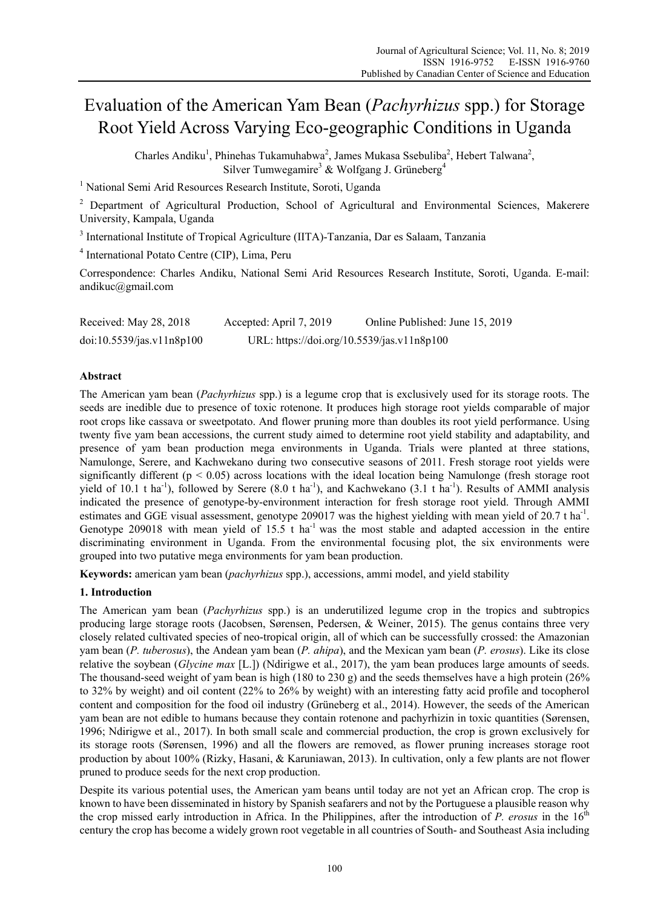# Evaluation of the American Yam Bean (*Pachyrhizus* spp.) for Storage Root Yield Across Varying Eco-geographic Conditions in Uganda

Charles Andiku[1], Phinehas Tukamuhabwa[2], James Mukasa Ssebuliba[2], Hebert Talwana[2], Silver Tumwegamire[3] & Wolfgang J. Grüneberg[4]

[1] National Semi Arid Resources Research Institute, Soroti, Uganda

[2] Department of Agricultural Production, School of Agricultural and Environmental Sciences, Makerere University, Kampala, Uganda

[3] International Institute of Tropical Agriculture (IITA)-Tanzania, Dar es Salaam, Tanzania

[4] International Potato Centre (CIP), Lima, Peru

Correspondence: Charles Andiku, National Semi Arid Resources Research Institute, Soroti, Uganda. E-mail: andikuc@gmail.com

Received: May 28, 2018 Accepted: April 7, 2019 Online Published: June 15, 2019

doi:10.5539/jas.v11n8p100 URL: https://doi.org/10.5539/jas.v11n8p100

## Abstract

The American yam bean (*Pachyrhizus* spp.) is a legume crop that is exclusively used for its storage roots. The seeds are inedible due to presence of toxic rotenone. It produces high storage root yields comparable of major root crops like cassava or sweetpotato. And flower pruning more than doubles its root yield performance. Using twenty five yam bean accessions, the current study aimed to determine root yield stability and adaptability, and presence of yam bean production mega environments in Uganda. Trials were planted at three stations, Namulonge, Serere, and Kachwekano during two consecutive seasons of 2011. Fresh storage root yields were significantly different ($p < 0.05$) across locations with the ideal location being Namulonge (fresh storage root yield of 10.1 t $ha^{-1}$), followed by Serere (8.0 t $ha^{-1}$), and Kachwekano (3.1 t $ha^{-1}$). Results of AMMI analysis indicated the presence of genotype-by-environment interaction for fresh storage root yield. Through AMMI estimates and GGE visual assessment, genotype 209017 was the highest yielding with mean yield of 20.7 t $ha^{-1}$. Genotype 209018 with mean yield of 15.5 t $ha^{-1}$ was the most stable and adapted accession in the entire discriminating environment in Uganda. From the environmental focusing plot, the six environments were grouped into two putative mega environments for yam bean production.

**Keywords:** american yam bean (*pachyrhizus* spp.), accessions, ammi model, and yield stability

## 1. Introduction

The American yam bean (*Pachyrhizus* spp.) is an underutilized legume crop in the tropics and subtropics producing large storage roots (Jacobsen, Sørensen, Pedersen, & Weiner, 2015). The genus contains three very closely related cultivated species of neo-tropical origin, all of which can be successfully crossed: the Amazonian yam bean (*P. tuberosus*), the Andean yam bean (*P. ahipa*), and the Mexican yam bean (*P. erosus*). Like its close relative the soybean (*Glycine max* [L.]) (Ndirigwe et al., 2017), the yam bean produces large amounts of seeds. The thousand-seed weight of yam bean is high (180 to 230 g) and the seeds themselves have a high protein (26% to 32% by weight) and oil content (22% to 26% by weight) with an interesting fatty acid profile and tocopherol content and composition for the food oil industry (Grüneberg et al., 2014). However, the seeds of the American yam bean are not edible to humans because they contain rotenone and pachyrhizin in toxic quantities (Sørensen, 1996; Ndirigwe et al., 2017). In both small scale and commercial production, the crop is grown exclusively for its storage roots (Sørensen, 1996) and all the flowers are removed, as flower pruning increases storage root production by about 100% (Rizky, Hasani, & Karuniawan, 2013). In cultivation, only a few plants are not flower pruned to produce seeds for the next crop production.

Despite its various potential uses, the American yam beans until today are not yet an African crop. The crop is known to have been disseminated in history by Spanish seafarers and not by the Portuguese a plausible reason why the crop missed early introduction in Africa. In the Philippines, after the introduction of *P. erosus* in the 16th century the crop has become a widely grown root vegetable in all countries of South- and Southeast Asia including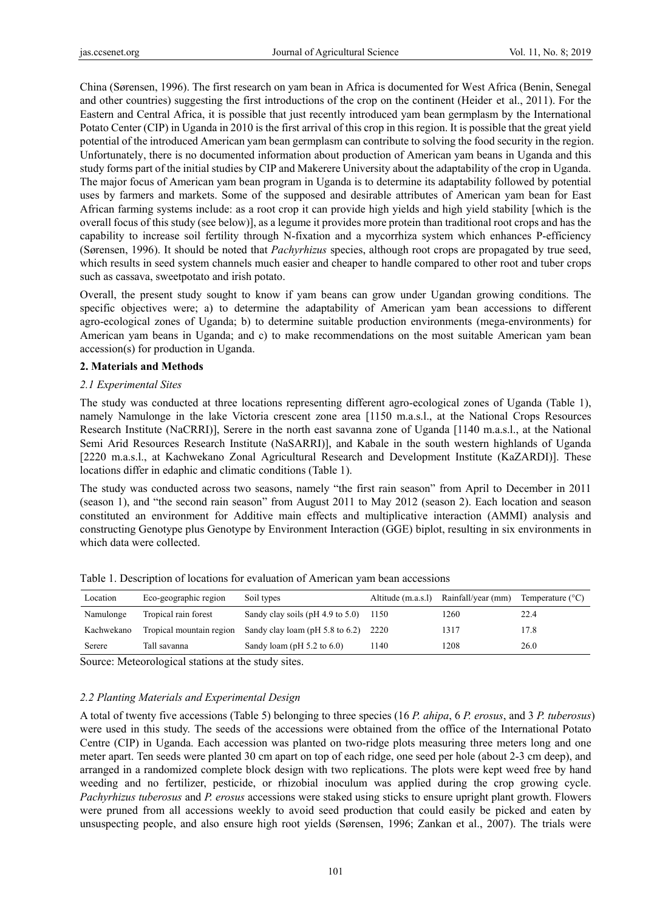China (Sørensen, 1996). The first research on yam bean in Africa is documented for West Africa (Benin, Senegal and other countries) suggesting the first introductions of the crop on the continent (Heider et al., 2011). For the Eastern and Central Africa, it is possible that just recently introduced yam bean germplasm by the International Potato Center (CIP) in Uganda in 2010 is the first arrival of this crop in this region. It is possible that the great yield potential of the introduced American yam bean germplasm can contribute to solving the food security in the region. Unfortunately, there is no documented information about production of American yam beans in Uganda and this study forms part of the initial studies by CIP and Makerere University about the adaptability of the crop in Uganda. The major focus of American yam bean program in Uganda is to determine its adaptability followed by potential uses by farmers and markets. Some of the supposed and desirable attributes of American yam bean for East African farming systems include: as a root crop it can provide high yields and high yield stability [which is the overall focus of this study (see below)], as a legume it provides more protein than traditional root crops and has the capability to increase soil fertility through N-fixation and a mycorrhiza system which enhances P-efficiency (Sørensen, 1996). It should be noted that *Pachyrhizus* species, although root crops are propagated by true seed, which results in seed system channels much easier and cheaper to handle compared to other root and tuber crops such as cassava, sweetpotato and irish potato.

Overall, the present study sought to know if yam beans can grow under Ugandan growing conditions. The specific objectives were; a) to determine the adaptability of American yam bean accessions to different agro-ecological zones of Uganda; b) to determine suitable production environments (mega-environments) for American yam beans in Uganda; and c) to make recommendations on the most suitable American yam bean accession(s) for production in Uganda.

## 2. Materials and Methods

### 2.1 Experimental Sites

The study was conducted at three locations representing different agro-ecological zones of Uganda (Table 1), namely Namulonge in the lake Victoria crescent zone area [1150 m.a.s.l., at the National Crops Resources Research Institute (NaCRRI)], Serere in the north east savanna zone of Uganda [1140 m.a.s.l., at the National Semi Arid Resources Research Institute (NaSARRI)], and Kabale in the south western highlands of Uganda [2220 m.a.s.l., at Kachwekano Zonal Agricultural Research and Development Institute (KaZARDI)]. These locations differ in edaphic and climatic conditions (Table 1).

The study was conducted across two seasons, namely "the first rain season" from April to December in 2011 (season 1), and "the second rain season" from August 2011 to May 2012 (season 2). Each location and season constituted an environment for Additive main effects and multiplicative interaction (AMMI) analysis and constructing Genotype plus Genotype by Environment Interaction (GGE) biplot, resulting in six environments in which data were collected.

Table 1. Description of locations for evaluation of American yam bean accessions

| Location | Eco-geographic region | Soil types | Altitude (m.a.s.l) | Rainfall/year (mm) | Temperature (°C) |
|---|---|---|---|---|---|
| Namulonge | Tropical rain forest | Sandy clay soils (pH 4.9 to 5.0) | 1150 | 1260 | 22.4 |
| Kachwekano | Tropical mountain region | Sandy clay loam (pH 5.8 to 6.2) | 2220 | 1317 | 17.8 |
| Serere | Tall savanna | Sandy loam (pH 5.2 to 6.0) | 1140 | 1208 | 26.0 |

Source: Meteorological stations at the study sites.

### 2.2 Planting Materials and Experimental Design

A total of twenty five accessions (Table 5) belonging to three species (16 *P. ahipa*, 6 *P. erosus*, and 3 *P. tuberosus*) were used in this study. The seeds of the accessions were obtained from the office of the International Potato Centre (CIP) in Uganda. Each accession was planted on two-ridge plots measuring three meters long and one meter apart. Ten seeds were planted 30 cm apart on top of each ridge, one seed per hole (about 2-3 cm deep), and arranged in a randomized complete block design with two replications. The plots were kept weed free by hand weeding and no fertilizer, pesticide, or rhizobial inoculum was applied during the crop growing cycle. *Pachyrhizus tuberosus* and *P. erosus* accessions were staked using sticks to ensure upright plant growth. Flowers were pruned from all accessions weekly to avoid seed production that could easily be picked and eaten by unsuspecting people, and also ensure high root yields (Sørensen, 1996; Zankan et al., 2007). The trials were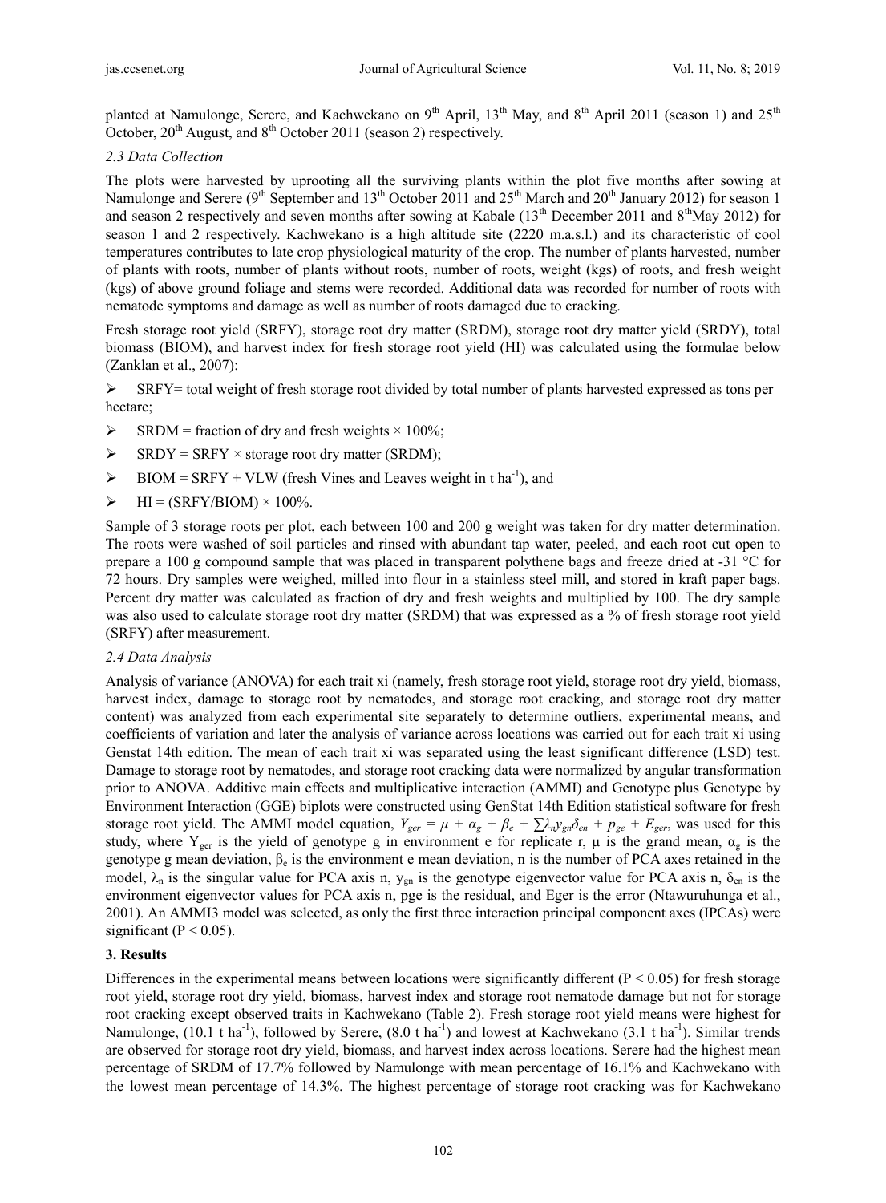planted at Namulonge, Serere, and Kachwekano on 9th April, 13th May, and 8th April 2011 (season 1) and 25th October, 20th August, and 8th October 2011 (season 2) respectively.

### 2.3 Data Collection

The plots were harvested by uprooting all the surviving plants within the plot five months after sowing at Namulonge and Serere (9th September and 13th October 2011 and 25th March and 20th January 2012) for season 1 and season 2 respectively and seven months after sowing at Kabale (13th December 2011 and 8thMay 2012) for season 1 and 2 respectively. Kachwekano is a high altitude site (2220 m.a.s.l.) and its characteristic of cool temperatures contributes to late crop physiological maturity of the crop. The number of plants harvested, number of plants with roots, number of plants without roots, number of roots, weight (kgs) of roots, and fresh weight (kgs) of above ground foliage and stems were recorded. Additional data was recorded for number of roots with nematode symptoms and damage as well as number of roots damaged due to cracking.

Fresh storage root yield (SRFY), storage root dry matter (SRDM), storage root dry matter yield (SRDY), total biomass (BIOM), and harvest index for fresh storage root yield (HI) was calculated using the formulae below (Zanklan et al., 2007):

- SRFY= total weight of fresh storage root divided by total number of plants harvested expressed as tons per hectare;
- SRDM = fraction of dry and fresh weights × 100%;
- SRDY = SRFY × storage root dry matter (SRDM);
- BIOM = SRFY + VLW (fresh Vines and Leaves weight in t $ha^{-1}$), and
- HI = (SRFY/BIOM) × 100%.

Sample of 3 storage roots per plot, each between 100 and 200 g weight was taken for dry matter determination. The roots were washed of soil particles and rinsed with abundant tap water, peeled, and each root cut open to prepare a 100 g compound sample that was placed in transparent polythene bags and freeze dried at -31 °C for 72 hours. Dry samples were weighed, milled into flour in a stainless steel mill, and stored in kraft paper bags. Percent dry matter was calculated as fraction of dry and fresh weights and multiplied by 100. The dry sample was also used to calculate storage root dry matter (SRDM) that was expressed as a % of fresh storage root yield (SRFY) after measurement.

### 2.4 Data Analysis

Analysis of variance (ANOVA) for each trait xi (namely, fresh storage root yield, storage root dry yield, biomass, harvest index, damage to storage root by nematodes, and storage root cracking, and storage root dry matter content) was analyzed from each experimental site separately to determine outliers, experimental means, and coefficients of variation and later the analysis of variance across locations was carried out for each trait xi using Genstat 14th edition. The mean of each trait xi was separated using the least significant difference (LSD) test. Damage to storage root by nematodes, and storage root cracking data were normalized by angular transformation prior to ANOVA. Additive main effects and multiplicative interaction (AMMI) and Genotype plus Genotype by Environment Interaction (GGE) biplots were constructed using GenStat 14th Edition statistical software for fresh storage root yield. The AMMI model equation, $Y_{ger} = \mu + \alpha_g + \beta_e + \sum\lambda_n y_{gn}\delta_{en} + p_{ge} + E_{ger}$, was used for this study, where $Y_{ger}$ is the yield of genotype g in environment e for replicate r, μ is the grand mean, $\alpha_g$ is the genotype g mean deviation, $\beta_e$ is the environment e mean deviation, n is the number of PCA axes retained in the model, $\lambda_n$ is the singular value for PCA axis n, $y_{gn}$ is the genotype eigenvector value for PCA axis n, $\delta_{en}$ is the environment eigenvector values for PCA axis n, pge is the residual, and Eger is the error (Ntawuruhunga et al., 2001). An AMMI3 model was selected, as only the first three interaction principal component axes (IPCAs) were significant ($P < 0.05$).

## 3. Results

Differences in the experimental means between locations were significantly different ($P < 0.05$) for fresh storage root yield, storage root dry yield, biomass, harvest index and storage root nematode damage but not for storage root cracking except observed traits in Kachwekano (Table 2). Fresh storage root yield means were highest for Namulonge, (10.1 t $ha^{-1}$), followed by Serere, (8.0 t $ha^{-1}$) and lowest at Kachwekano (3.1 t $ha^{-1}$). Similar trends are observed for storage root dry yield, biomass, and harvest index across locations. Serere had the highest mean percentage of SRDM of 17.7% followed by Namulonge with mean percentage of 16.1% and Kachwekano with the lowest mean percentage of 14.3%. The highest percentage of storage root cracking was for Kachwekano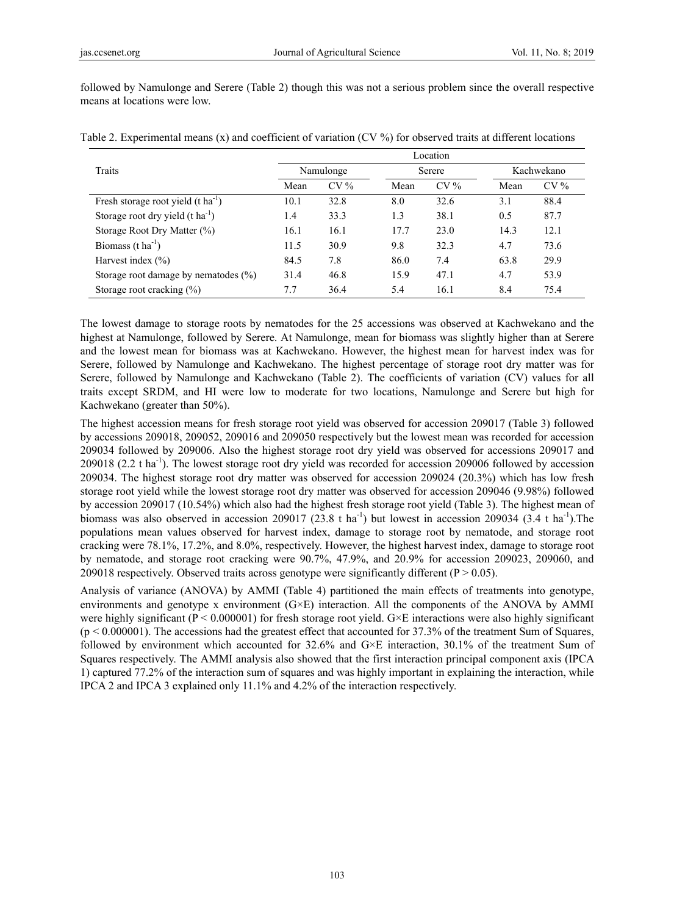followed by Namulonge and Serere (Table 2) though this was not a serious problem since the overall respective means at locations were low.

Table 2. Experimental means (x) and coefficient of variation (CV %) for observed traits at different locations

| Traits | Location | | | | | |
|---|---|---|---|---|---|---|
| | Namulonge | | Serere | | Kachwekano | |
| | Mean | CV % | Mean | CV % | Mean | CV % |
| Fresh storage root yield (t $ha^{-1}$) | 10.1 | 32.8 | 8.0 | 32.6 | 3.1 | 88.4 |
| Storage root dry yield (t $ha^{-1}$) | 1.4 | 33.3 | 1.3 | 38.1 | 0.5 | 87.7 |
| Storage Root Dry Matter (%) | 16.1 | 16.1 | 17.7 | 23.0 | 14.3 | 12.1 |
| Biomass (t $ha^{-1}$) | 11.5 | 30.9 | 9.8 | 32.3 | 4.7 | 73.6 |
| Harvest index (%) | 84.5 | 7.8 | 86.0 | 7.4 | 63.8 | 29.9 |
| Storage root damage by nematodes (%) | 31.4 | 46.8 | 15.9 | 47.1 | 4.7 | 53.9 |
| Storage root cracking (%) | 7.7 | 36.4 | 5.4 | 16.1 | 8.4 | 75.4 |

The lowest damage to storage roots by nematodes for the 25 accessions was observed at Kachwekano and the highest at Namulonge, followed by Serere. At Namulonge, mean for biomass was slightly higher than at Serere and the lowest mean for biomass was at Kachwekano. However, the highest mean for harvest index was for Serere, followed by Namulonge and Kachwekano. The highest percentage of storage root dry matter was for Serere, followed by Namulonge and Kachwekano (Table 2). The coefficients of variation (CV) values for all traits except SRDM, and HI were low to moderate for two locations, Namulonge and Serere but high for Kachwekano (greater than 50%).

The highest accession means for fresh storage root yield was observed for accession 209017 (Table 3) followed by accessions 209018, 209052, 209016 and 209050 respectively but the lowest mean was recorded for accession 209034 followed by 209006. Also the highest storage root dry yield was observed for accessions 209017 and 209018 (2.2 t $ha^{-1}$). The lowest storage root dry yield was recorded for accession 209006 followed by accession 209034. The highest storage root dry matter was observed for accession 209024 (20.3%) which has low fresh storage root yield while the lowest storage root dry matter was observed for accession 209046 (9.98%) followed by accession 209017 (10.54%) which also had the highest fresh storage root yield (Table 3). The highest mean of biomass was also observed in accession 209017 (23.8 t $ha^{-1}$) but lowest in accession 209034 (3.4 t $ha^{-1}$).The populations mean values observed for harvest index, damage to storage root by nematode, and storage root cracking were 78.1%, 17.2%, and 8.0%, respectively. However, the highest harvest index, damage to storage root by nematode, and storage root cracking were 90.7%, 47.9%, and 20.9% for accession 209023, 209060, and 209018 respectively. Observed traits across genotype were significantly different ($P > 0.05$).

Analysis of variance (ANOVA) by AMMI (Table 4) partitioned the main effects of treatments into genotype, environments and genotype x environment (G×E) interaction. All the components of the ANOVA by AMMI were highly significant ($P < 0.000001$) for fresh storage root yield. G×E interactions were also highly significant ($p < 0.000001$). The accessions had the greatest effect that accounted for 37.3% of the treatment Sum of Squares, followed by environment which accounted for 32.6% and G×E interaction, 30.1% of the treatment Sum of Squares respectively. The AMMI analysis also showed that the first interaction principal component axis (IPCA 1) captured 77.2% of the interaction sum of squares and was highly important in explaining the interaction, while IPCA 2 and IPCA 3 explained only 11.1% and 4.2% of the interaction respectively.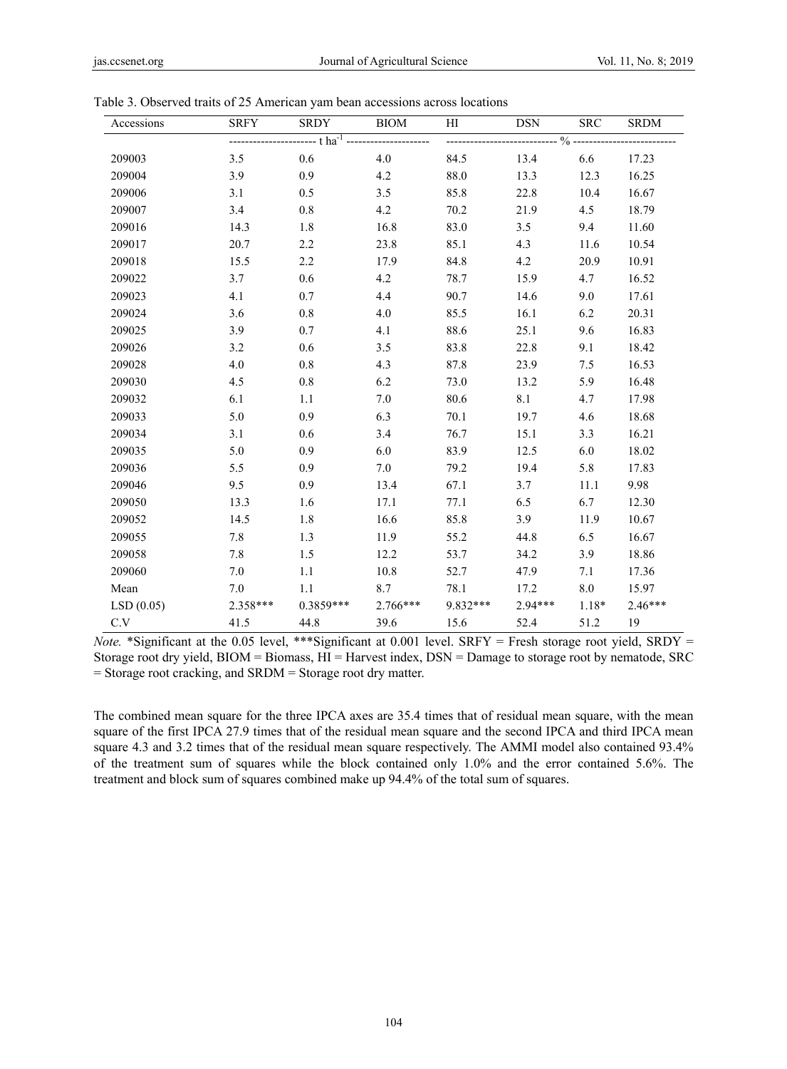Table 3. Observed traits of 25 American yam bean accessions across locations

| Accessions | SRFY | SRDY | BIOM | HI | DSN | SRC | SRDM |
|---|---|---|---|---|---|---|---|
| | ------ t ha$^{-1}$ ------ | | | ------ % ------ | | | |
| 209003 | 3.5 | 0.6 | 4.0 | 84.5 | 13.4 | 6.6 | 17.23 |
| 209004 | 3.9 | 0.9 | 4.2 | 88.0 | 13.3 | 12.3 | 16.25 |
| 209006 | 3.1 | 0.5 | 3.5 | 85.8 | 22.8 | 10.4 | 16.67 |
| 209007 | 3.4 | 0.8 | 4.2 | 70.2 | 21.9 | 4.5 | 18.79 |
| 209016 | 14.3 | 1.8 | 16.8 | 83.0 | 3.5 | 9.4 | 11.60 |
| 209017 | 20.7 | 2.2 | 23.8 | 85.1 | 4.3 | 11.6 | 10.54 |
| 209018 | 15.5 | 2.2 | 17.9 | 84.8 | 4.2 | 20.9 | 10.91 |
| 209022 | 3.7 | 0.6 | 4.2 | 78.7 | 15.9 | 4.7 | 16.52 |
| 209023 | 4.1 | 0.7 | 4.4 | 90.7 | 14.6 | 9.0 | 17.61 |
| 209024 | 3.6 | 0.8 | 4.0 | 85.5 | 16.1 | 6.2 | 20.31 |
| 209025 | 3.9 | 0.7 | 4.1 | 88.6 | 25.1 | 9.6 | 16.83 |
| 209026 | 3.2 | 0.6 | 3.5 | 83.8 | 22.8 | 9.1 | 18.42 |
| 209028 | 4.0 | 0.8 | 4.3 | 87.8 | 23.9 | 7.5 | 16.53 |
| 209030 | 4.5 | 0.8 | 6.2 | 73.0 | 13.2 | 5.9 | 16.48 |
| 209032 | 6.1 | 1.1 | 7.0 | 80.6 | 8.1 | 4.7 | 17.98 |
| 209033 | 5.0 | 0.9 | 6.3 | 70.1 | 19.7 | 4.6 | 18.68 |
| 209034 | 3.1 | 0.6 | 3.4 | 76.7 | 15.1 | 3.3 | 16.21 |
| 209035 | 5.0 | 0.9 | 6.0 | 83.9 | 12.5 | 6.0 | 18.02 |
| 209036 | 5.5 | 0.9 | 7.0 | 79.2 | 19.4 | 5.8 | 17.83 |
| 209046 | 9.5 | 0.9 | 13.4 | 67.1 | 3.7 | 11.1 | 9.98 |
| 209050 | 13.3 | 1.6 | 17.1 | 77.1 | 6.5 | 6.7 | 12.30 |
| 209052 | 14.5 | 1.8 | 16.6 | 85.8 | 3.9 | 11.9 | 10.67 |
| 209055 | 7.8 | 1.3 | 11.9 | 55.2 | 44.8 | 6.5 | 16.67 |
| 209058 | 7.8 | 1.5 | 12.2 | 53.7 | 34.2 | 3.9 | 18.86 |
| 209060 | 7.0 | 1.1 | 10.8 | 52.7 | 47.9 | 7.1 | 17.36 |
| Mean | 7.0 | 1.1 | 8.7 | 78.1 | 17.2 | 8.0 | 15.97 |
| LSD (0.05) | 2.358*** | 0.3859*** | 2.766*** | 9.832*** | 2.94*** | 1.18* | 2.46*** |
| C.V | 41.5 | 44.8 | 39.6 | 15.6 | 52.4 | 51.2 | 19 |

*Note.* *Significant at the 0.05 level, ***Significant at 0.001 level. SRFY = Fresh storage root yield, SRDY = Storage root dry yield, BIOM = Biomass, HI = Harvest index, DSN = Damage to storage root by nematode, SRC = Storage root cracking, and SRDM = Storage root dry matter.

The combined mean square for the three IPCA axes are 35.4 times that of residual mean square, with the mean square of the first IPCA 27.9 times that of the residual mean square and the second IPCA and third IPCA mean square 4.3 and 3.2 times that of the residual mean square respectively. The AMMI model also contained 93.4% of the treatment sum of squares while the block contained only 1.0% and the error contained 5.6%. The treatment and block sum of squares combined make up 94.4% of the total sum of squares.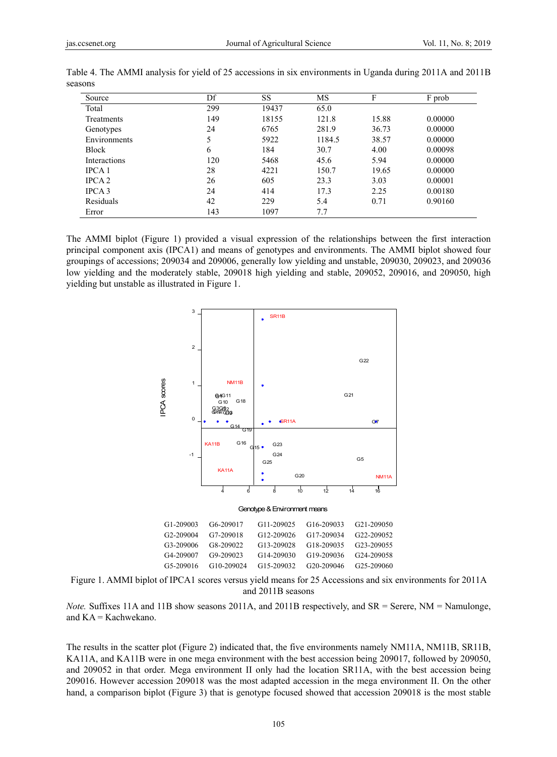Table 4. The AMMI analysis for yield of 25 accessions in six environments in Uganda during 2011A and 2011B seasons

| Source | Df | SS | MS | F | F prob |
|---|---|---|---|---|---|
| Total | 299 | 19437 | 65.0 | | |
| Treatments | 149 | 18155 | 121.8 | 15.88 | 0.00000 |
| Genotypes | 24 | 6765 | 281.9 | 36.73 | 0.00000 |
| Environments | 5 | 5922 | 1184.5 | 38.57 | 0.00000 |
| Block | 6 | 184 | 30.7 | 4.00 | 0.00098 |
| Interactions | 120 | 5468 | 45.6 | 5.94 | 0.00000 |
| IPCA 1 | 28 | 4221 | 150.7 | 19.65 | 0.00000 |
| IPCA 2 | 26 | 605 | 23.3 | 3.03 | 0.00001 |
| IPCA 3 | 24 | 414 | 17.3 | 2.25 | 0.00180 |
| Residuals | 42 | 229 | 5.4 | 0.71 | 0.90160 |
| Error | 143 | 1097 | 7.7 | | |

The AMMI biplot (Figure 1) provided a visual expression of the relationships between the first interaction principal component axis (IPCA1) and means of genotypes and environments. The AMMI biplot showed four groupings of accessions; 209034 and 209006, generally low yielding and unstable, 209030, 209023, and 209036 low yielding and the moderately stable, 209018 high yielding and stable, 209052, 209016, and 209050, high yielding but unstable as illustrated in Figure 1.

| | | | | |
|---|---|---|---|---|
| G1-209003 | G6-209017 | G11-209025 | G16-209033 | G21-209050 |
| G2-209004 | G7-209018 | G12-209026 | G17-209034 | G22-209052 |
| G3-209006 | G8-209022 | G13-209028 | G18-209035 | G23-209055 |
| G4-209007 | G9-209023 | G14-209030 | G19-209036 | G24-209058 |
| G5-209016 | G10-209024 | G15-209032 | G20-209046 | G25-209060 |

Figure 1. AMMI biplot of IPCA1 scores versus yield means for 25 Accessions and six environments for 2011A and 2011B seasons

*Note.* Suffixes 11A and 11B show seasons 2011A, and 2011B respectively, and SR = Serere, NM = Namulonge, and KA = Kachwekano.

The results in the scatter plot (Figure 2) indicated that, the five environments namely NM11A, NM11B, SR11B, KA11A, and KA11B were in one mega environment with the best accession being 209017, followed by 209050, and 209052 in that order. Mega environment II only had the location SR11A, with the best accession being 209016. However accession 209018 was the most adapted accession in the mega environment II. On the other hand, a comparison biplot (Figure 3) that is genotype focused showed that accession 209018 is the most stable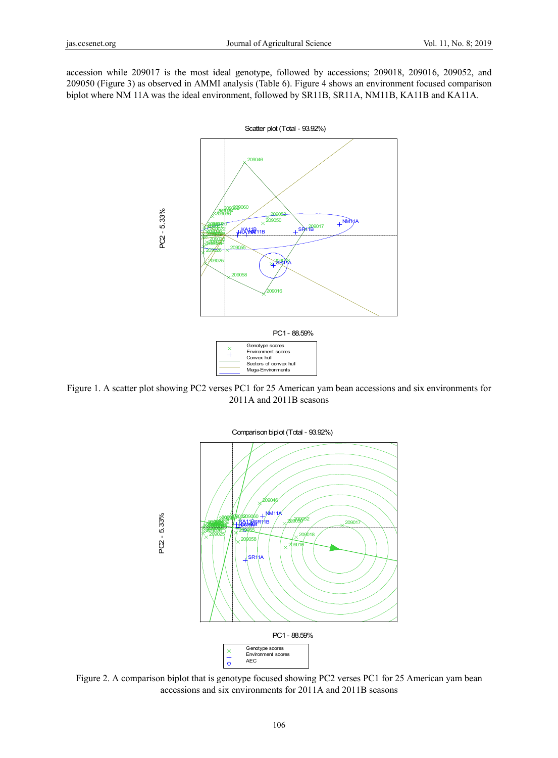accession while 209017 is the most ideal genotype, followed by accessions; 209018, 209016, 209052, and 209050 (Figure 3) as observed in AMMI analysis (Table 6). Figure 4 shows an environment focused comparison biplot where NM 11A was the ideal environment, followed by SR11B, SR11A, NM11B, KA11B and KA11A.

Figure 1. A scatter plot showing PC2 verses PC1 for 25 American yam bean accessions and six environments for 2011A and 2011B seasons

Figure 2. A comparison biplot that is genotype focused showing PC2 verses PC1 for 25 American yam bean accessions and six environments for 2011A and 2011B seasons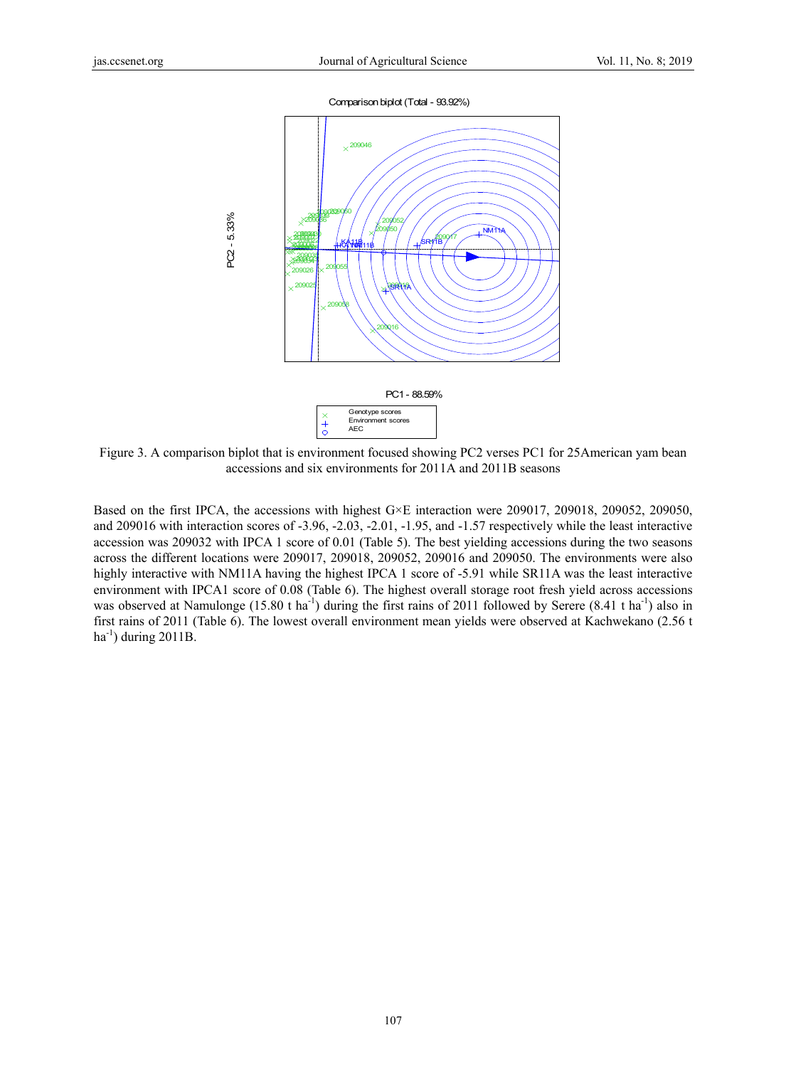Figure 3. A comparison biplot that is environment focused showing PC2 verses PC1 for 25American yam bean accessions and six environments for 2011A and 2011B seasons

Based on the first IPCA, the accessions with highest G×E interaction were 209017, 209018, 209052, 209050, and 209016 with interaction scores of -3.96, -2.03, -2.01, -1.95, and -1.57 respectively while the least interactive accession was 209032 with IPCA 1 score of 0.01 (Table 5). The best yielding accessions during the two seasons across the different locations were 209017, 209018, 209052, 209016 and 209050. The environments were also highly interactive with NM11A having the highest IPCA 1 score of -5.91 while SR11A was the least interactive environment with IPCA1 score of 0.08 (Table 6). The highest overall storage root fresh yield across accessions was observed at Namulonge (15.80 t $ha^{-1}$) during the first rains of 2011 followed by Serere (8.41 t $ha^{-1}$) also in first rains of 2011 (Table 6). The lowest overall environment mean yields were observed at Kachwekano (2.56 t $ha^{-1}$) during 2011B.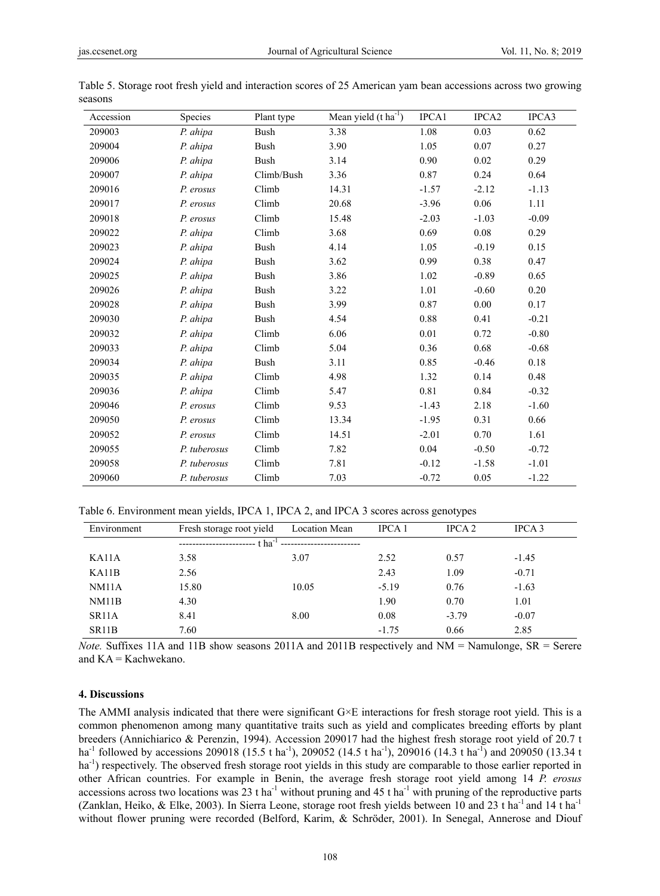Table 5. Storage root fresh yield and interaction scores of 25 American yam bean accessions across two growing seasons

| Accession | Species | Plant type | Mean yield (t ha$^{-1}$) | IPCA1 | IPCA2 | IPCA3 |
|---|---|---|---|---|---|---|
| 209003 | *P. ahipa* | Bush | 3.38 | 1.08 | 0.03 | 0.62 |
| 209004 | *P. ahipa* | Bush | 3.90 | 1.05 | 0.07 | 0.27 |
| 209006 | *P. ahipa* | Bush | 3.14 | 0.90 | 0.02 | 0.29 |
| 209007 | *P. ahipa* | Climb/Bush | 3.36 | 0.87 | 0.24 | 0.64 |
| 209016 | *P. erosus* | Climb | 14.31 | -1.57 | -2.12 | -1.13 |
| 209017 | *P. erosus* | Climb | 20.68 | -3.96 | 0.06 | 1.11 |
| 209018 | *P. erosus* | Climb | 15.48 | -2.03 | -1.03 | -0.09 |
| 209022 | *P. ahipa* | Climb | 3.68 | 0.69 | 0.08 | 0.29 |
| 209023 | *P. ahipa* | Bush | 4.14 | 1.05 | -0.19 | 0.15 |
| 209024 | *P. ahipa* | Bush | 3.62 | 0.99 | 0.38 | 0.47 |
| 209025 | *P. ahipa* | Bush | 3.86 | 1.02 | -0.89 | 0.65 |
| 209026 | *P. ahipa* | Bush | 3.22 | 1.01 | -0.60 | 0.20 |
| 209028 | *P. ahipa* | Bush | 3.99 | 0.87 | 0.00 | 0.17 |
| 209030 | *P. ahipa* | Bush | 4.54 | 0.88 | 0.41 | -0.21 |
| 209032 | *P. ahipa* | Climb | 6.06 | 0.01 | 0.72 | -0.80 |
| 209033 | *P. ahipa* | Climb | 5.04 | 0.36 | 0.68 | -0.68 |
| 209034 | *P. ahipa* | Bush | 3.11 | 0.85 | -0.46 | 0.18 |
| 209035 | *P. ahipa* | Climb | 4.98 | 1.32 | 0.14 | 0.48 |
| 209036 | *P. ahipa* | Climb | 5.47 | 0.81 | 0.84 | -0.32 |
| 209046 | *P. erosus* | Climb | 9.53 | -1.43 | 2.18 | -1.60 |
| 209050 | *P. erosus* | Climb | 13.34 | -1.95 | 0.31 | 0.66 |
| 209052 | *P. erosus* | Climb | 14.51 | -2.01 | 0.70 | 1.61 |
| 209055 | *P. tuberosus* | Climb | 7.82 | 0.04 | -0.50 | -0.72 |
| 209058 | *P. tuberosus* | Climb | 7.81 | -0.12 | -1.58 | -1.01 |
| 209060 | *P. tuberosus* | Climb | 7.03 | -0.72 | 0.05 | -1.22 |

Table 6. Environment mean yields, IPCA 1, IPCA 2, and IPCA 3 scores across genotypes

| Environment | Fresh storage root yield | Location Mean | IPCA 1 | IPCA 2 | IPCA 3 |
|---|---|---|---|---|---|
| | t ha$^{-1}$ | | | | |
| KA11A | 3.58 | 3.07 | 2.52 | 0.57 | -1.45 |
| KA11B | 2.56 | | 2.43 | 1.09 | -0.71 |
| NM11A | 15.80 | 10.05 | -5.19 | 0.76 | -1.63 |
| NM11B | 4.30 | | 1.90 | 0.70 | 1.01 |
| SR11A | 8.41 | 8.00 | 0.08 | -3.79 | -0.07 |
| SR11B | 7.60 | | -1.75 | 0.66 | 2.85 |

*Note.* Suffixes 11A and 11B show seasons 2011A and 2011B respectively and NM = Namulonge, SR = Serere and KA = Kachwekano.

## 4. Discussions

The AMMI analysis indicated that there were significant G×E interactions for fresh storage root yield. This is a common phenomenon among many quantitative traits such as yield and complicates breeding efforts by plant breeders (Annichiarico & Perenzin, 1994). Accession 209017 had the highest fresh storage root yield of 20.7 t ha$^{-1}$ followed by accessions 209018 (15.5 t ha$^{-1}$), 209052 (14.5 t ha$^{-1}$), 209016 (14.3 t ha$^{-1}$) and 209050 (13.34 t ha$^{-1}$) respectively. The observed fresh storage root yields in this study are comparable to those earlier reported in other African countries. For example in Benin, the average fresh storage root yield among 14 *P. erosus* accessions across two locations was 23 t ha$^{-1}$ without pruning and 45 t ha$^{-1}$ with pruning of the reproductive parts (Zanklan, Heiko, & Elke, 2003). In Sierra Leone, storage root fresh yields between 10 and 23 t ha$^{-1}$ and 14 t ha$^{-1}$ without flower pruning were recorded (Belford, Karim, & Schröder, 2001). In Senegal, Annerose and Diouf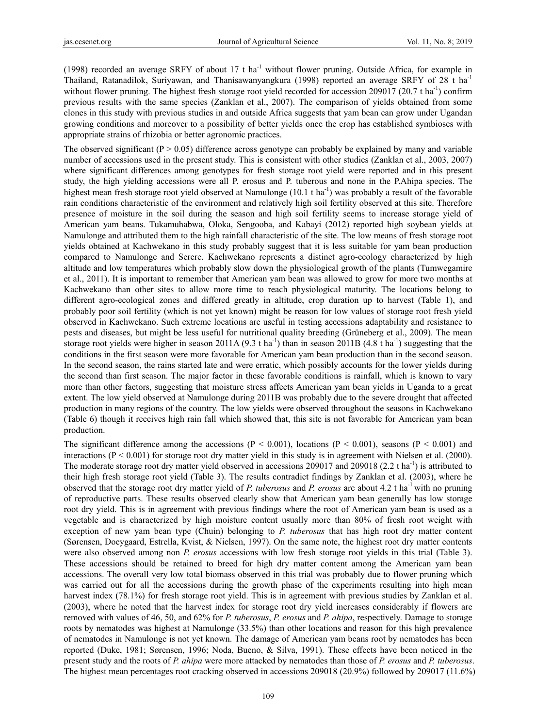(1998) recorded an average SRFY of about 17 t ha$^{-1}$ without flower pruning. Outside Africa, for example in Thailand, Ratanadilok, Suriyawan, and Thanisawanyangkura (1998) reported an average SRFY of 28 t ha$^{-1}$ without flower pruning. The highest fresh storage root yield recorded for accession 209017 (20.7 t ha$^{-1}$) confirm previous results with the same species (Zanklan et al., 2007). The comparison of yields obtained from some clones in this study with previous studies in and outside Africa suggests that yam bean can grow under Ugandan growing conditions and moreover to a possibility of better yields once the crop has established symbioses with appropriate strains of rhizobia or better agronomic practices.

The observed significant ($P > 0.05$) difference across genotype can probably be explained by many and variable number of accessions used in the present study. This is consistent with other studies (Zanklan et al., 2003, 2007) where significant differences among genotypes for fresh storage root yield were reported and in this present study, the high yielding accessions were all P. erosus and P. tuberous and none in the P.Ahipa species. The highest mean fresh storage root yield observed at Namulonge (10.1 t ha$^{-1}$) was probably a result of the favorable rain conditions characteristic of the environment and relatively high soil fertility observed at this site. Therefore presence of moisture in the soil during the season and high soil fertility seems to increase storage yield of American yam beans. Tukamuhabwa, Oloka, Sengooba, and Kabayi (2012) reported high soybean yields at Namulonge and attributed them to the high rainfall characteristic of the site. The low means of fresh storage root yields obtained at Kachwekano in this study probably suggest that it is less suitable for yam bean production compared to Namulonge and Serere. Kachwekano represents a distinct agro-ecology characterized by high altitude and low temperatures which probably slow down the physiological growth of the plants (Tumwegamire et al., 2011). It is important to remember that American yam bean was allowed to grow for more two months at Kachwekano than other sites to allow more time to reach physiological maturity. The locations belong to different agro-ecological zones and differed greatly in altitude, crop duration up to harvest (Table 1), and probably poor soil fertility (which is not yet known) might be reason for low values of storage root fresh yield observed in Kachwekano. Such extreme locations are useful in testing accessions adaptability and resistance to pests and diseases, but might be less useful for nutritional quality breeding (Grüneberg et al., 2009). The mean storage root yields were higher in season 2011A (9.3 t ha$^{-1}$) than in season 2011B (4.8 t ha$^{-1}$) suggesting that the conditions in the first season were more favorable for American yam bean production than in the second season. In the second season, the rains started late and were erratic, which possibly accounts for the lower yields during the second than first season. The major factor in these favorable conditions is rainfall, which is known to vary more than other factors, suggesting that moisture stress affects American yam bean yields in Uganda to a great extent. The low yield observed at Namulonge during 2011B was probably due to the severe drought that affected production in many regions of the country. The low yields were observed throughout the seasons in Kachwekano (Table 6) though it receives high rain fall which showed that, this site is not favorable for American yam bean production.

The significant difference among the accessions ($P < 0.001$), locations ($P < 0.001$), seasons ($P < 0.001$) and interactions ($P < 0.001$) for storage root dry matter yield in this study is in agreement with Nielsen et al. (2000). The moderate storage root dry matter yield observed in accessions 209017 and 209018 (2.2 t ha$^{-1}$) is attributed to their high fresh storage root yield (Table 3). The results contradict findings by Zanklan et al. (2003), where he observed that the storage root dry matter yield of *P. tuberosus* and *P. erosus* are about 4.2 t ha$^{-1}$ with no pruning of reproductive parts. These results observed clearly show that American yam bean generally has low storage root dry yield. This is in agreement with previous findings where the root of American yam bean is used as a vegetable and is characterized by high moisture content usually more than 80% of fresh root weight with exception of new yam bean type (Chuin) belonging to *P. tuberosus* that has high root dry matter content (Sørensen, Doeygaard, Estrella, Kvist, & Nielsen, 1997). On the same note, the highest root dry matter contents were also observed among non *P. erosus* accessions with low fresh storage root yields in this trial (Table 3). These accessions should be retained to breed for high dry matter content among the American yam bean accessions. The overall very low total biomass observed in this trial was probably due to flower pruning which was carried out for all the accessions during the growth phase of the experiments resulting into high mean harvest index (78.1%) for fresh storage root yield. This is in agreement with previous studies by Zanklan et al. (2003), where he noted that the harvest index for storage root dry yield increases considerably if flowers are removed with values of 46, 50, and 62% for *P. tuberosus*, *P. erosus* and *P. ahipa*, respectively. Damage to storage roots by nematodes was highest at Namulonge (33.5%) than other locations and reason for this high prevalence of nematodes in Namulonge is not yet known. The damage of American yam beans root by nematodes has been reported (Duke, 1981; Sørensen, 1996; Noda, Bueno, & Silva, 1991). These effects have been noticed in the present study and the roots of *P. ahipa* were more attacked by nematodes than those of *P. erosus* and *P. tuberosus*. The highest mean percentages root cracking observed in accessions 209018 (20.9%) followed by 209017 (11.6%)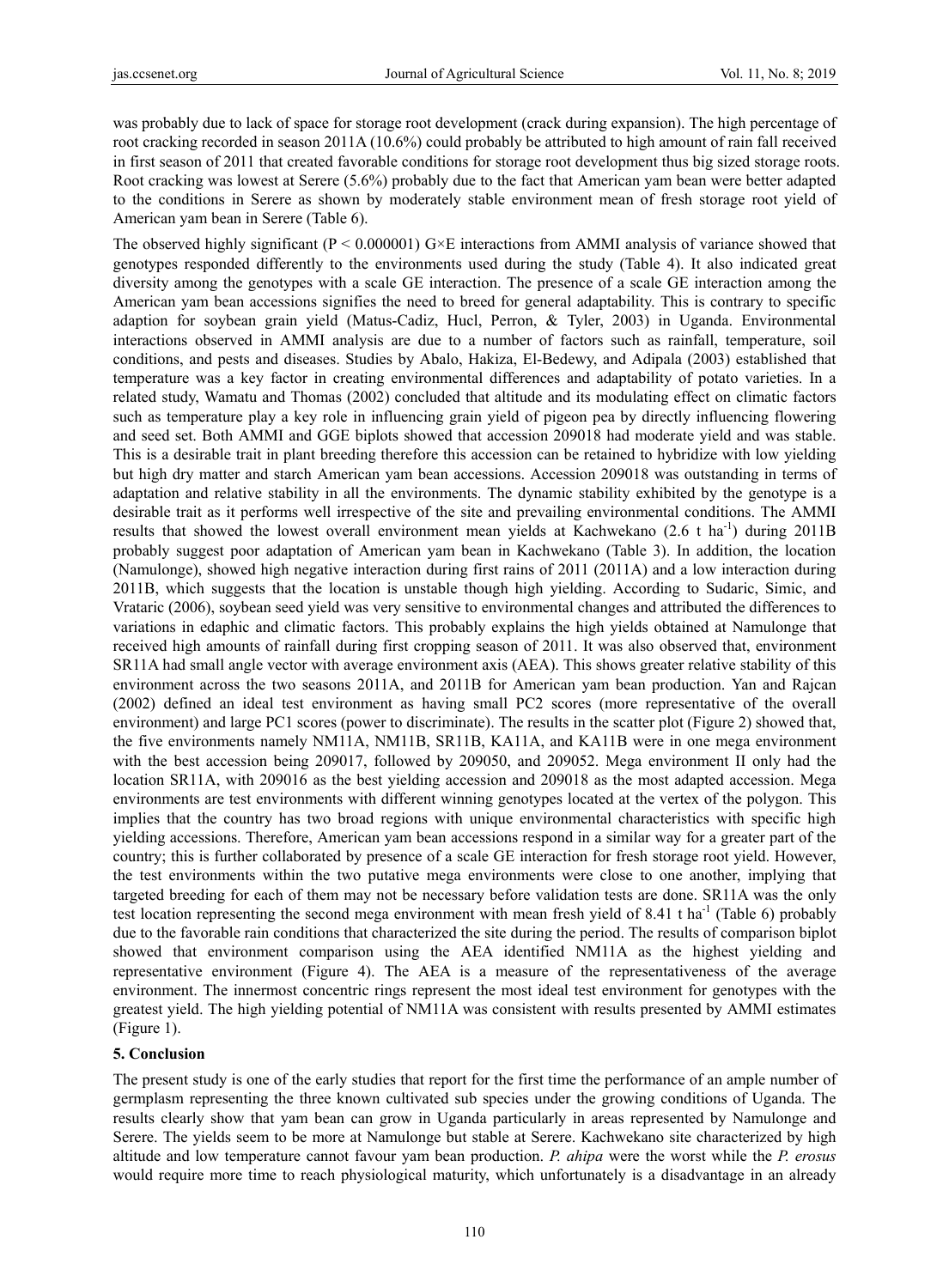was probably due to lack of space for storage root development (crack during expansion). The high percentage of root cracking recorded in season 2011A (10.6%) could probably be attributed to high amount of rain fall received in first season of 2011 that created favorable conditions for storage root development thus big sized storage roots. Root cracking was lowest at Serere (5.6%) probably due to the fact that American yam bean were better adapted to the conditions in Serere as shown by moderately stable environment mean of fresh storage root yield of American yam bean in Serere (Table 6).

The observed highly significant ($P < 0.000001$) G×E interactions from AMMI analysis of variance showed that genotypes responded differently to the environments used during the study (Table 4). It also indicated great diversity among the genotypes with a scale GE interaction. The presence of a scale GE interaction among the American yam bean accessions signifies the need to breed for general adaptability. This is contrary to specific adaption for soybean grain yield (Matus-Cadiz, Hucl, Perron, & Tyler, 2003) in Uganda. Environmental interactions observed in AMMI analysis are due to a number of factors such as rainfall, temperature, soil conditions, and pests and diseases. Studies by Abalo, Hakiza, El-Bedewy, and Adipala (2003) established that temperature was a key factor in creating environmental differences and adaptability of potato varieties. In a related study, Wamatu and Thomas (2002) concluded that altitude and its modulating effect on climatic factors such as temperature play a key role in influencing grain yield of pigeon pea by directly influencing flowering and seed set. Both AMMI and GGE biplots showed that accession 209018 had moderate yield and was stable. This is a desirable trait in plant breeding therefore this accession can be retained to hybridize with low yielding but high dry matter and starch American yam bean accessions. Accession 209018 was outstanding in terms of adaptation and relative stability in all the environments. The dynamic stability exhibited by the genotype is a desirable trait as it performs well irrespective of the site and prevailing environmental conditions. The AMMI results that showed the lowest overall environment mean yields at Kachwekano (2.6 t ha$^{-1}$) during 2011B probably suggest poor adaptation of American yam bean in Kachwekano (Table 3). In addition, the location (Namulonge), showed high negative interaction during first rains of 2011 (2011A) and a low interaction during 2011B, which suggests that the location is unstable though high yielding. According to Sudaric, Simic, and Vrataric (2006), soybean seed yield was very sensitive to environmental changes and attributed the differences to variations in edaphic and climatic factors. This probably explains the high yields obtained at Namulonge that received high amounts of rainfall during first cropping season of 2011. It was also observed that, environment SR11A had small angle vector with average environment axis (AEA). This shows greater relative stability of this environment across the two seasons 2011A, and 2011B for American yam bean production. Yan and Rajcan (2002) defined an ideal test environment as having small PC2 scores (more representative of the overall environment) and large PC1 scores (power to discriminate). The results in the scatter plot (Figure 2) showed that, the five environments namely NM11A, NM11B, SR11B, KA11A, and KA11B were in one mega environment with the best accession being 209017, followed by 209050, and 209052. Mega environment II only had the location SR11A, with 209016 as the best yielding accession and 209018 as the most adapted accession. Mega environments are test environments with different winning genotypes located at the vertex of the polygon. This implies that the country has two broad regions with unique environmental characteristics with specific high yielding accessions. Therefore, American yam bean accessions respond in a similar way for a greater part of the country; this is further collaborated by presence of a scale GE interaction for fresh storage root yield. However, the test environments within the two putative mega environments were close to one another, implying that targeted breeding for each of them may not be necessary before validation tests are done. SR11A was the only test location representing the second mega environment with mean fresh yield of 8.41 t ha$^{-1}$ (Table 6) probably due to the favorable rain conditions that characterized the site during the period. The results of comparison biplot showed that environment comparison using the AEA identified NM11A as the highest yielding and representative environment (Figure 4). The AEA is a measure of the representativeness of the average environment. The innermost concentric rings represent the most ideal test environment for genotypes with the greatest yield. The high yielding potential of NM11A was consistent with results presented by AMMI estimates (Figure 1).

## 5. Conclusion

The present study is one of the early studies that report for the first time the performance of an ample number of germplasm representing the three known cultivated sub species under the growing conditions of Uganda. The results clearly show that yam bean can grow in Uganda particularly in areas represented by Namulonge and Serere. The yields seem to be more at Namulonge but stable at Serere. Kachwekano site characterized by high altitude and low temperature cannot favour yam bean production. *P. ahipa* were the worst while the *P. erosus* would require more time to reach physiological maturity, which unfortunately is a disadvantage in an already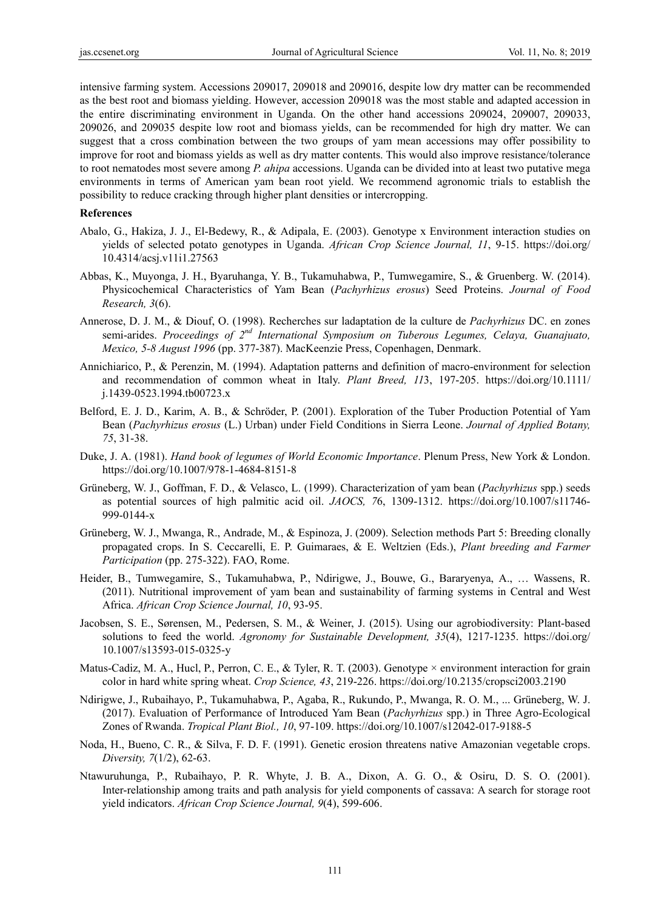intensive farming system. Accessions 209017, 209018 and 209016, despite low dry matter can be recommended as the best root and biomass yielding. However, accession 209018 was the most stable and adapted accession in the entire discriminating environment in Uganda. On the other hand accessions 209024, 209007, 209033, 209026, and 209035 despite low root and biomass yields, can be recommended for high dry matter. We can suggest that a cross combination between the two groups of yam mean accessions may offer possibility to improve for root and biomass yields as well as dry matter contents. This would also improve resistance/tolerance to root nematodes most severe among *P. ahipa* accessions. Uganda can be divided into at least two putative mega environments in terms of American yam bean root yield. We recommend agronomic trials to establish the possibility to reduce cracking through higher plant densities or intercropping.

**References**

Abalo, G., Hakiza, J. J., El-Bedewy, R., & Adipala, E. (2003). Genotype x Environment interaction studies on yields of selected potato genotypes in Uganda. *African Crop Science Journal, 11*, 9-15. https://doi.org/10.4314/acsj.v11i1.27563

Abbas, K., Muyonga, J. H., Byaruhanga, Y. B., Tukamuhabwa, P., Tumwegamire, S., & Gruenberg. W. (2014). Physicochemical Characteristics of Yam Bean (*Pachyrhizus erosus*) Seed Proteins. *Journal of Food Research, 3*(6).

Annerose, D. J. M., & Diouf, O. (1998). Recherches sur ladaptation de la culture de *Pachyrhizus* DC. en zones semi-arides. *Proceedings of 2nd International Symposium on Tuberous Legumes, Celaya, Guanajuato, Mexico, 5-8 August 1996* (pp. 377-387). MacKeenzie Press, Copenhagen, Denmark.

Annichiarico, P., & Perenzin, M. (1994). Adaptation patterns and definition of macro-environment for selection and recommendation of common wheat in Italy. *Plant Breed, 11*3, 197-205. https://doi.org/10.1111/j.1439-0523.1994.tb00723.x

Belford, E. J. D., Karim, A. B., & Schröder, P. (2001). Exploration of the Tuber Production Potential of Yam Bean (*Pachyrhizus erosus* (L.) Urban) under Field Conditions in Sierra Leone. *Journal of Applied Botany, 75*, 31-38.

Duke, J. A. (1981). *Hand book of legumes of World Economic Importance*. Plenum Press, New York & London. https://doi.org/10.1007/978-1-4684-8151-8

Grüneberg, W. J., Goffman, F. D., & Velasco, L. (1999). Characterization of yam bean (*Pachyrhizus* spp.) seeds as potential sources of high palmitic acid oil. *JAOCS, 7*6, 1309-1312. https://doi.org/10.1007/s11746-999-0144-x

Grüneberg, W. J., Mwanga, R., Andrade, M., & Espinoza, J. (2009). Selection methods Part 5: Breeding clonally propagated crops. In S. Ceccarelli, E. P. Guimaraes, & E. Weltzien (Eds.), *Plant breeding and Farmer Participation* (pp. 275-322). FAO, Rome.

Heider, B., Tumwegamire, S., Tukamuhabwa, P., Ndirigwe, J., Bouwe, G., Bararyenya, A., … Wassens, R. (2011). Nutritional improvement of yam bean and sustainability of farming systems in Central and West Africa. *African Crop Science Journal, 10*, 93-95.

Jacobsen, S. E., Sørensen, M., Pedersen, S. M., & Weiner, J. (2015). Using our agrobiodiversity: Plant-based solutions to feed the world. *Agronomy for Sustainable Development, 35*(4), 1217-1235. https://doi.org/10.1007/s13593-015-0325-y

Matus-Cadiz, M. A., Hucl, P., Perron, C. E., & Tyler, R. T. (2003). Genotype × environment interaction for grain color in hard white spring wheat. *Crop Science, 43*, 219-226. https://doi.org/10.2135/cropsci2003.2190

Ndirigwe, J., Rubaihayo, P., Tukamuhabwa, P., Agaba, R., Rukundo, P., Mwanga, R. O. M., ... Grüneberg, W. J. (2017). Evaluation of Performance of Introduced Yam Bean (*Pachyrhizus* spp.) in Three Agro-Ecological Zones of Rwanda. *Tropical Plant Biol., 10*, 97-109. https://doi.org/10.1007/s12042-017-9188-5

Noda, H., Bueno, C. R., & Silva, F. D. F. (1991). Genetic erosion threatens native Amazonian vegetable crops. *Diversity, 7*(1/2), 62-63.

Ntawuruhunga, P., Rubaihayo, P. R. Whyte, J. B. A., Dixon, A. G. O., & Osiru, D. S. O. (2001). Inter-relationship among traits and path analysis for yield components of cassava: A search for storage root yield indicators. *African Crop Science Journal, 9*(4), 599-606.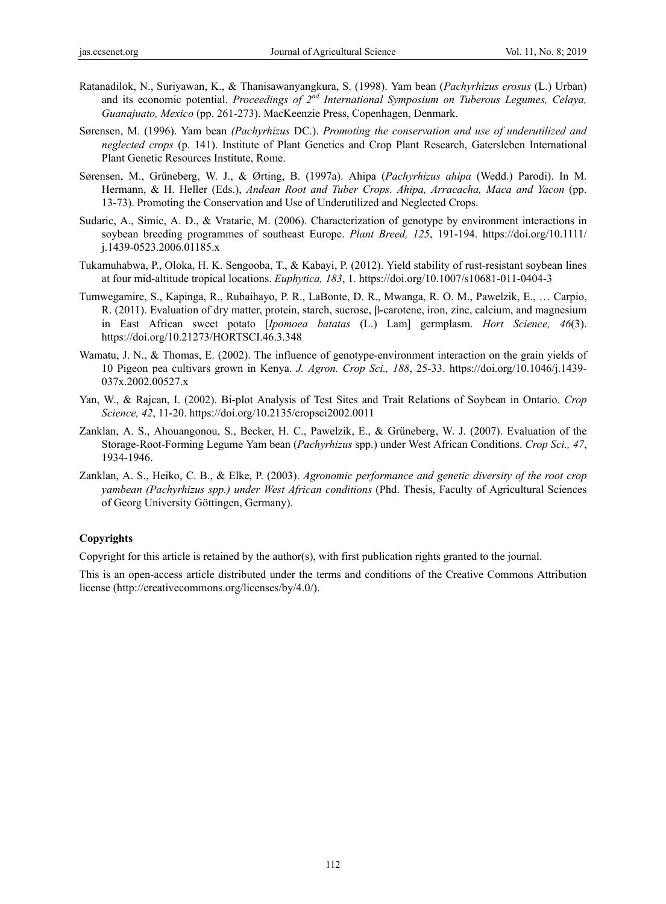Ratanadilok, N., Suriyawan, K., & Thanisawanyangkura, S. (1998). Yam bean (*Pachyrhizus erosus* (L.) Urban) and its economic potential. *Proceedings of 2nd International Symposium on Tuberous Legumes, Celaya, Guanajuato, Mexico* (pp. 261-273). MacKeenzie Press, Copenhagen, Denmark.

Sørensen, M. (1996). Yam bean *(Pachyrhizus* DC.). *Promoting the conservation and use of underutilized and neglected crops* (p. 141). Institute of Plant Genetics and Crop Plant Research, Gatersleben International Plant Genetic Resources Institute, Rome.

Sørensen, M., Grüneberg, W. J., & Ørting, B. (1997a). Ahipa (*Pachyrhizus ahipa* (Wedd.) Parodi). In M. Hermann, & H. Heller (Eds.), *Andean Root and Tuber Crops. Ahipa, Arracacha, Maca and Yacon* (pp. 13-73). Promoting the Conservation and Use of Underutilized and Neglected Crops.

Sudaric, A., Simic, A. D., & Vrataric, M. (2006). Characterization of genotype by environment interactions in soybean breeding programmes of southeast Europe. *Plant Breed, 125*, 191-194. https://doi.org/10.1111/j.1439-0523.2006.01185.x

Tukamuhabwa, P., Oloka, H. K. Sengooba, T., & Kabayi, P. (2012). Yield stability of rust-resistant soybean lines at four mid-altitude tropical locations. *Euphytica, 183*, 1. https://doi.org/10.1007/s10681-011-0404-3

Tumwegamire, S., Kapinga, R., Rubaihayo, P. R., LaBonte, D. R., Mwanga, R. O. M., Pawelzik, E., … Carpio, R. (2011). Evaluation of dry matter, protein, starch, sucrose, β-carotene, iron, zinc, calcium, and magnesium in East African sweet potato [*Ipomoea batatas* (L.) Lam] germplasm. *Hort Science, 46*(3). https://doi.org/10.21273/HORTSCI.46.3.348

Wamatu, J. N., & Thomas, E. (2002). The influence of genotype-environment interaction on the grain yields of 10 Pigeon pea cultivars grown in Kenya. *J. Agron. Crop Sci., 188*, 25-33. https://doi.org/10.1046/j.1439-037x.2002.00527.x

Yan, W., & Rajcan, I. (2002). Bi-plot Analysis of Test Sites and Trait Relations of Soybean in Ontario. *Crop Science, 42*, 11-20. https://doi.org/10.2135/cropsci2002.0011

Zanklan, A. S., Ahouangonou, S., Becker, H. C., Pawelzik, E., & Grüneberg, W. J. (2007). Evaluation of the Storage-Root-Forming Legume Yam bean (*Pachyrhizus* spp.) under West African Conditions. *Crop Sci., 47*, 1934-1946.

Zanklan, A. S., Heiko, C. B., & Elke, P. (2003). *Agronomic performance and genetic diversity of the root crop yambean (Pachyrhizus spp.) under West African conditions* (Phd. Thesis, Faculty of Agricultural Sciences of Georg University Göttingen, Germany).

### Copyrights

Copyright for this article is retained by the author(s), with first publication rights granted to the journal.

This is an open-access article distributed under the terms and conditions of the Creative Commons Attribution license (http://creativecommons.org/licenses/by/4.0/).